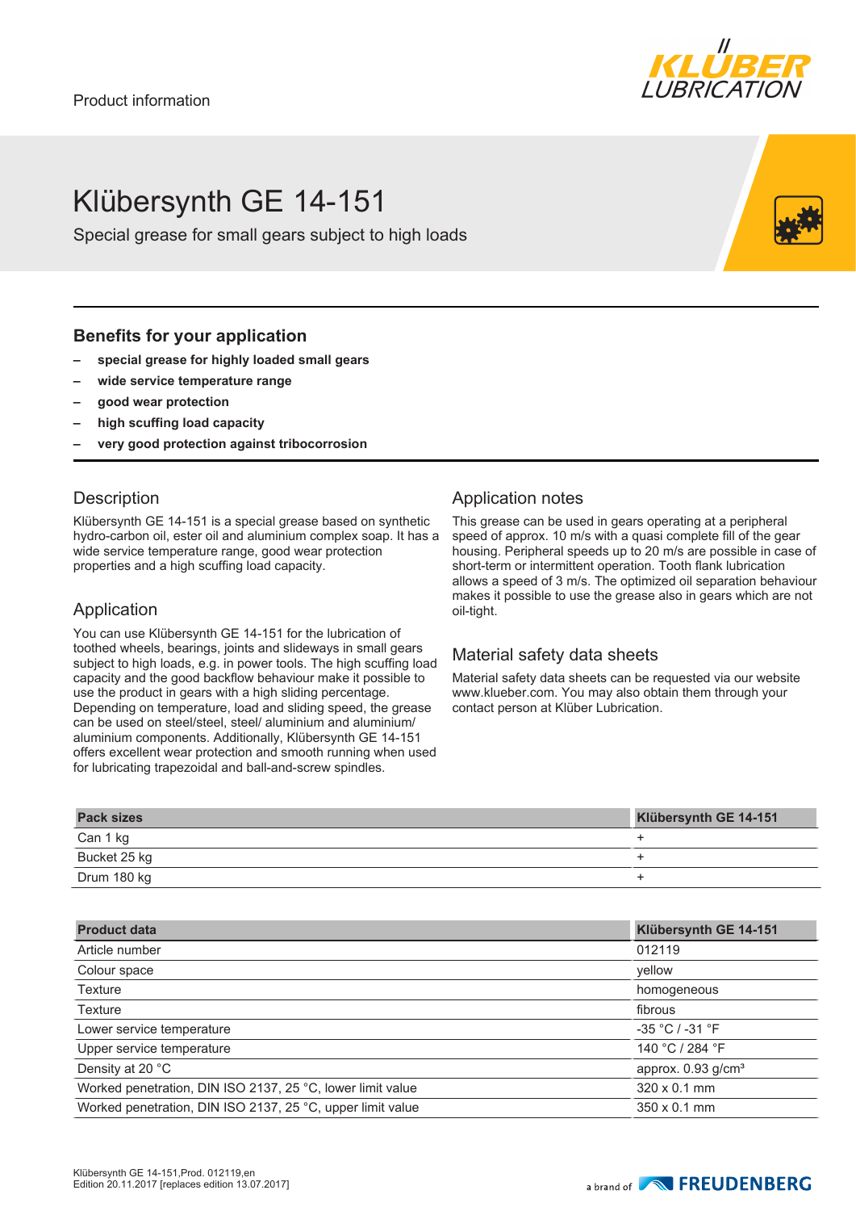Product information

# Klübersynth GE 14-151

Special grease for small gears subject to high loads

## Benefits for your application

- **special grease for highly loaded small gears**
- **wide service temperature range**
- **good wear protection**
- **high scuffing load capacity**
- **very good protection against tribocorrosion**

## Description

Klübersynth GE 14-151 is a special grease based on synthetic hydro-carbon oil, ester oil and aluminium complex soap. It has a wide service temperature range, good wear protection properties and a high scuffing load capacity.

## Application

You can use Klübersynth GE 14-151 for the lubrication of toothed wheels, bearings, joints and slideways in small gears subject to high loads, e.g. in power tools. The high scuffing load capacity and the good backflow behaviour make it possible to use the product in gears with a high sliding percentage. Depending on temperature, load and sliding speed, the grease can be used on steel/steel, steel/ aluminium and aluminium/ aluminium components. Additionally, Klübersynth GE 14-151 offers excellent wear protection and smooth running when used for lubricating trapezoidal and ball-and-screw spindles.

## Application notes

This grease can be used in gears operating at a peripheral speed of approx. 10 m/s with a quasi complete fill of the gear housing. Peripheral speeds up to 20 m/s are possible in case of short-term or intermittent operation. Tooth flank lubrication allows a speed of 3 m/s. The optimized oil separation behaviour makes it possible to use the grease also in gears which are not oil-tight.

## Material safety data sheets

Material safety data sheets can be requested via our website www.klueber.com. You may also obtain them through your contact person at Klüber Lubrication.

| Pack sizes | Klübersynth GE 14-151 |
|---|---|
| Can 1 kg | + |
| Bucket 25 kg | + |
| Drum 180 kg | + |

| Product data | Klübersynth GE 14-151 |
|---|---|
| Article number | 012119 |
| Colour space | yellow |
| Texture | homogeneous |
| Texture | fibrous |
| Lower service temperature | -35 °C / -31 °F |
| Upper service temperature | 140 °C / 284 °F |
| Density at 20 °C | approx. 0.93 g/cm³ |
| Worked penetration, DIN ISO 2137, 25 °C, lower limit value | 320 x 0.1 mm |
| Worked penetration, DIN ISO 2137, 25 °C, upper limit value | 350 x 0.1 mm |

Klübersynth GE 14-151,Prod. 012119,en
Edition 20.11.2017 [replaces edition 13.07.2017]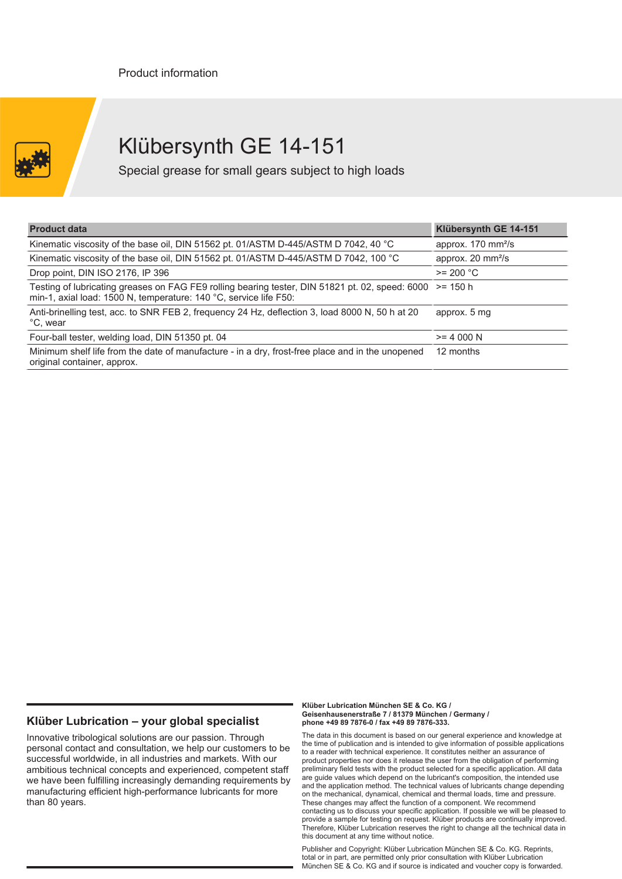Product information

# Klübersynth GE 14-151

Special grease for small gears subject to high loads

| Product data | Klübersynth GE 14-151 |
|---|---|
| Kinematic viscosity of the base oil, DIN 51562 pt. 01/ASTM D-445/ASTM D 7042, 40 °C | approx. 170 mm²/s |
| Kinematic viscosity of the base oil, DIN 51562 pt. 01/ASTM D-445/ASTM D 7042, 100 °C | approx. 20 mm²/s |
| Drop point, DIN ISO 2176, IP 396 | >= 200 °C |
| Testing of lubricating greases on FAG FE9 rolling bearing tester, DIN 51821 pt. 02, speed: 6000 min-1, axial load: 1500 N, temperature: 140 °C, service life F50: | >= 150 h |
| Anti-brinelling test, acc. to SNR FEB 2, frequency 24 Hz, deflection 3, load 8000 N, 50 h at 20 °C, wear | approx. 5 mg |
| Four-ball tester, welding load, DIN 51350 pt. 04 | >= 4 000 N |
| Minimum shelf life from the date of manufacture - in a dry, frost-free place and in the unopened original container, approx. | 12 months |

## Klüber Lubrication – your global specialist

Innovative tribological solutions are our passion. Through personal contact and consultation, we help our customers to be successful worldwide, in all industries and markets. With our ambitious technical concepts and experienced, competent staff we have been fulfilling increasingly demanding requirements by manufacturing efficient high-performance lubricants for more than 80 years.

**Klüber Lubrication München SE & Co. KG / Geisenhausenerstraße 7 / 81379 München / Germany / phone +49 89 7876-0 / fax +49 89 7876-333.**

The data in this document is based on our general experience and knowledge at the time of publication and is intended to give information of possible applications to a reader with technical experience. It constitutes neither an assurance of product properties nor does it release the user from the obligation of performing preliminary field tests with the product selected for a specific application. All data are guide values which depend on the lubricant's composition, the intended use and the application method. The technical values of lubricants change depending on the mechanical, dynamical, chemical and thermal loads, time and pressure. These changes may affect the function of a component. We recommend contacting us to discuss your specific application. If possible we will be pleased to provide a sample for testing on request. Klüber products are continually improved. Therefore, Klüber Lubrication reserves the right to change all the technical data in this document at any time without notice.

Publisher and Copyright: Klüber Lubrication München SE & Co. KG. Reprints, total or in part, are permitted only prior consultation with Klüber Lubrication München SE & Co. KG and if source is indicated and voucher copy is forwarded.